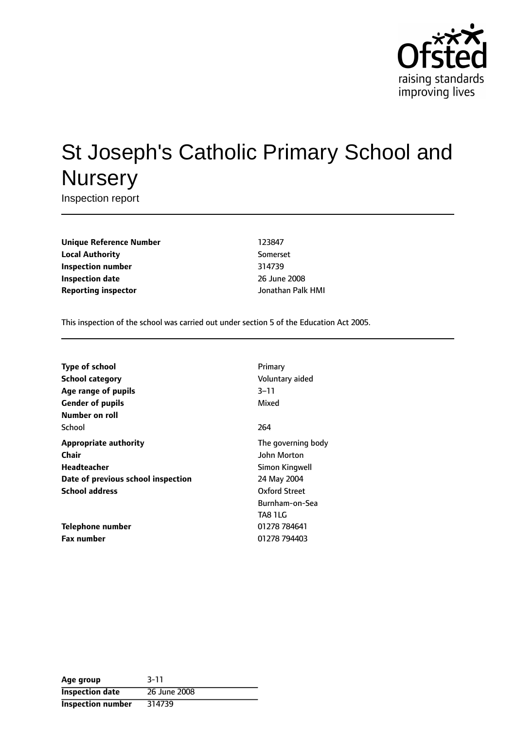Ofsted
raising standards
improving lives

# St Joseph's Catholic Primary School and Nursery

Inspection report

| | |
|---|---|
| **Unique Reference Number** | 123847 |
| **Local Authority** | Somerset |
| **Inspection number** | 314739 |
| **Inspection date** | 26 June 2008 |
| **Reporting inspector** | Jonathan Palk HMI |

This inspection of the school was carried out under section 5 of the Education Act 2005.

| | |
|---|---|
| **Type of school** | Primary |
| **School category** | Voluntary aided |
| **Age range of pupils** | 3–11 |
| **Gender of pupils** | Mixed |
| **Number on roll** | |
| School | 264 |
| **Appropriate authority** | The governing body |
| **Chair** | John Morton |
| **Headteacher** | Simon Kingwell |
| **Date of previous school inspection** | 24 May 2004 |
| **School address** | Oxford Street<br>Burnham-on-Sea<br>TA8 1LG |
| **Telephone number** | 01278 784641 |
| **Fax number** | 01278 794403 |

| | |
|---|---|
| **Age group** | 3-11 |
| **Inspection date** | 26 June 2008 |
| **Inspection number** | 314739 |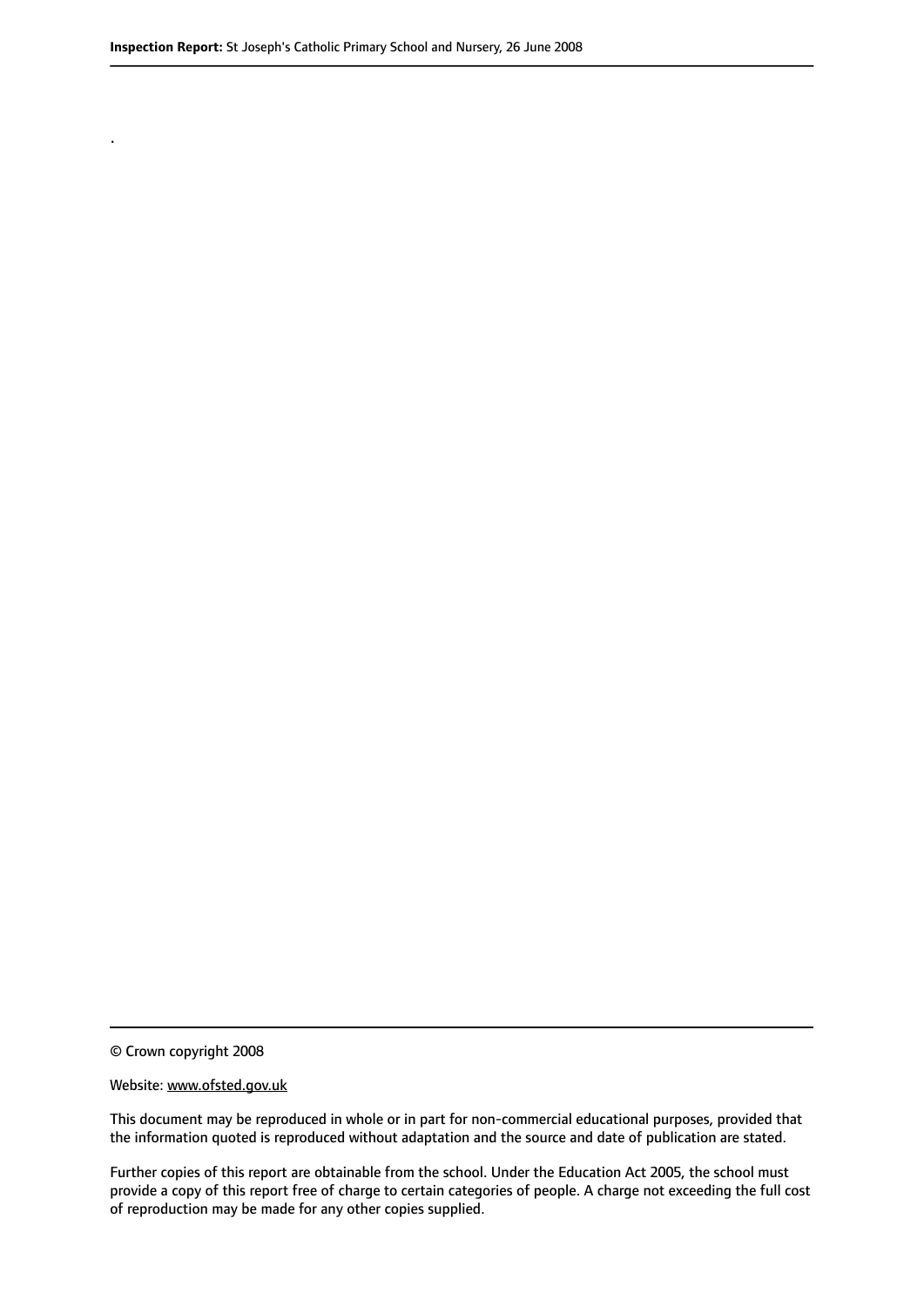.

© Crown copyright 2008

Website: www.ofsted.gov.uk

This document may be reproduced in whole or in part for non-commercial educational purposes, provided that the information quoted is reproduced without adaptation and the source and date of publication are stated.

Further copies of this report are obtainable from the school. Under the Education Act 2005, the school must provide a copy of this report free of charge to certain categories of people. A charge not exceeding the full cost of reproduction may be made for any other copies supplied.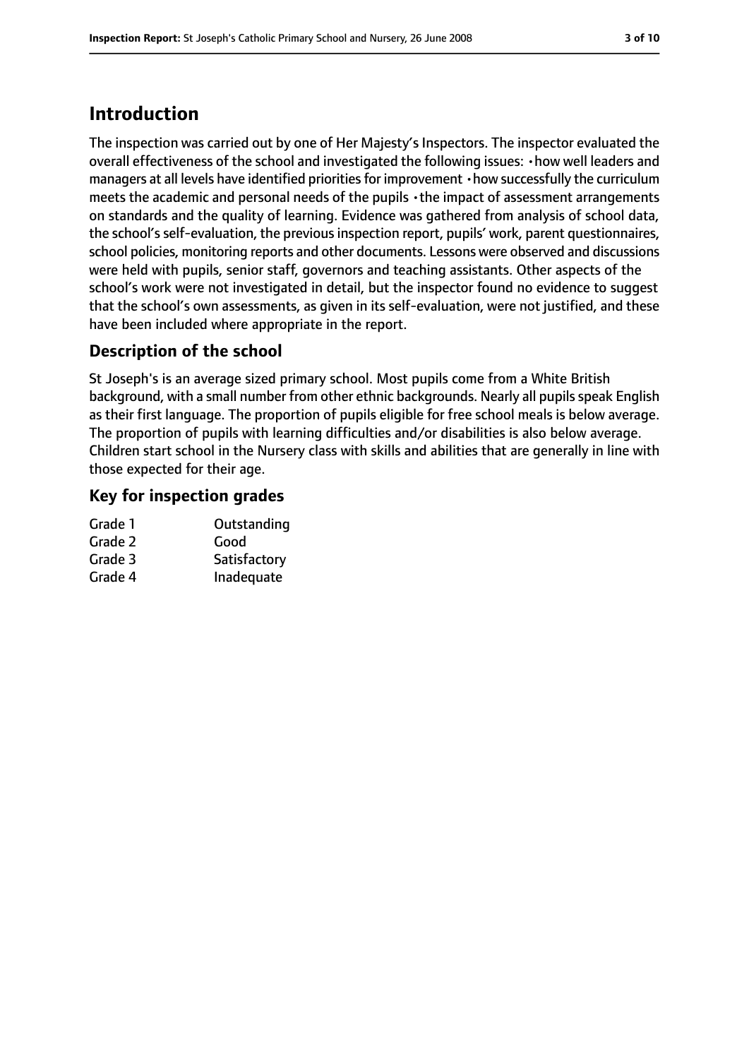## Introduction

The inspection was carried out by one of Her Majesty's Inspectors. The inspector evaluated the overall effectiveness of the school and investigated the following issues: •how well leaders and managers at all levels have identified priorities for improvement •how successfully the curriculum meets the academic and personal needs of the pupils •the impact of assessment arrangements on standards and the quality of learning. Evidence was gathered from analysis of school data, the school's self-evaluation, the previous inspection report, pupils' work, parent questionnaires, school policies, monitoring reports and other documents. Lessons were observed and discussions were held with pupils, senior staff, governors and teaching assistants. Other aspects of the school's work were not investigated in detail, but the inspector found no evidence to suggest that the school's own assessments, as given in its self-evaluation, were not justified, and these have been included where appropriate in the report.

### Description of the school

St Joseph's is an average sized primary school. Most pupils come from a White British background, with a small number from other ethnic backgrounds. Nearly all pupils speak English as their first language. The proportion of pupils eligible for free school meals is below average. The proportion of pupils with learning difficulties and/or disabilities is also below average. Children start school in the Nursery class with skills and abilities that are generally in line with those expected for their age.

### Key for inspection grades

| | |
|---|---|
| Grade 1 | Outstanding |
| Grade 2 | Good |
| Grade 3 | Satisfactory |
| Grade 4 | Inadequate |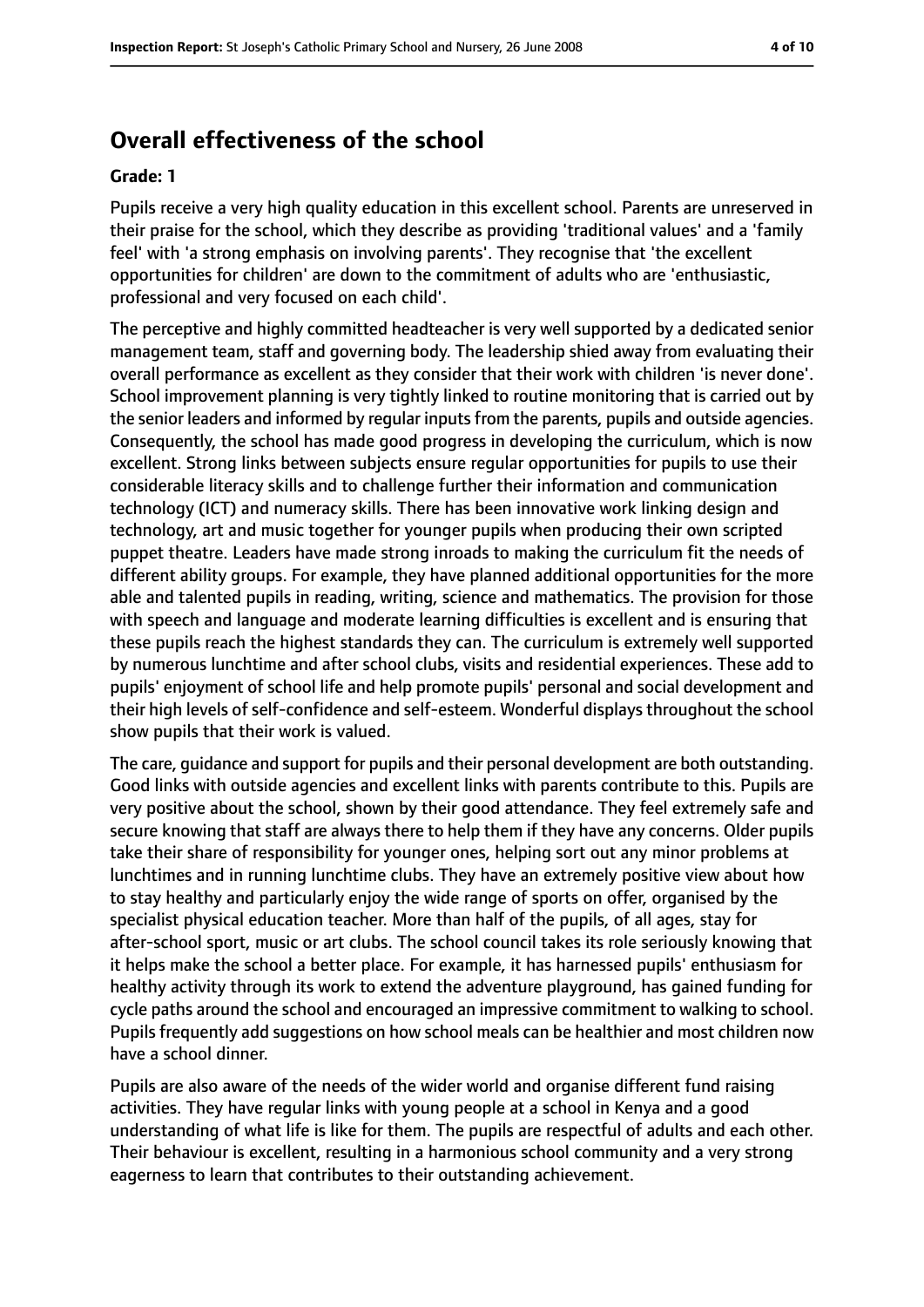## Overall effectiveness of the school

**Grade: 1**

Pupils receive a very high quality education in this excellent school. Parents are unreserved in their praise for the school, which they describe as providing 'traditional values' and a 'family feel' with 'a strong emphasis on involving parents'. They recognise that 'the excellent opportunities for children' are down to the commitment of adults who are 'enthusiastic, professional and very focused on each child'.

The perceptive and highly committed headteacher is very well supported by a dedicated senior management team, staff and governing body. The leadership shied away from evaluating their overall performance as excellent as they consider that their work with children 'is never done'. School improvement planning is very tightly linked to routine monitoring that is carried out by the senior leaders and informed by regular inputs from the parents, pupils and outside agencies. Consequently, the school has made good progress in developing the curriculum, which is now excellent. Strong links between subjects ensure regular opportunities for pupils to use their considerable literacy skills and to challenge further their information and communication technology (ICT) and numeracy skills. There has been innovative work linking design and technology, art and music together for younger pupils when producing their own scripted puppet theatre. Leaders have made strong inroads to making the curriculum fit the needs of different ability groups. For example, they have planned additional opportunities for the more able and talented pupils in reading, writing, science and mathematics. The provision for those with speech and language and moderate learning difficulties is excellent and is ensuring that these pupils reach the highest standards they can. The curriculum is extremely well supported by numerous lunchtime and after school clubs, visits and residential experiences. These add to pupils' enjoyment of school life and help promote pupils' personal and social development and their high levels of self-confidence and self-esteem. Wonderful displays throughout the school show pupils that their work is valued.

The care, guidance and support for pupils and their personal development are both outstanding. Good links with outside agencies and excellent links with parents contribute to this. Pupils are very positive about the school, shown by their good attendance. They feel extremely safe and secure knowing that staff are always there to help them if they have any concerns. Older pupils take their share of responsibility for younger ones, helping sort out any minor problems at lunchtimes and in running lunchtime clubs. They have an extremely positive view about how to stay healthy and particularly enjoy the wide range of sports on offer, organised by the specialist physical education teacher. More than half of the pupils, of all ages, stay for after-school sport, music or art clubs. The school council takes its role seriously knowing that it helps make the school a better place. For example, it has harnessed pupils' enthusiasm for healthy activity through its work to extend the adventure playground, has gained funding for cycle paths around the school and encouraged an impressive commitment to walking to school. Pupils frequently add suggestions on how school meals can be healthier and most children now have a school dinner.

Pupils are also aware of the needs of the wider world and organise different fund raising activities. They have regular links with young people at a school in Kenya and a good understanding of what life is like for them. The pupils are respectful of adults and each other. Their behaviour is excellent, resulting in a harmonious school community and a very strong eagerness to learn that contributes to their outstanding achievement.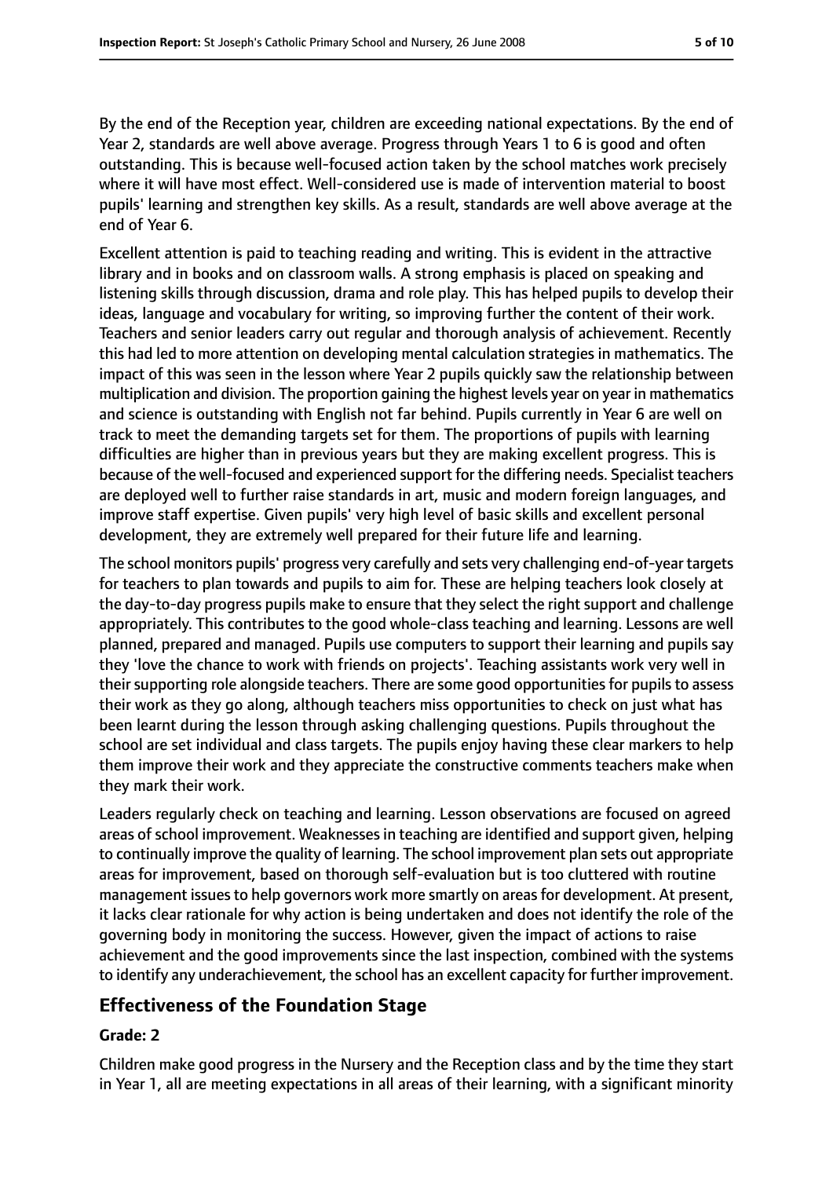By the end of the Reception year, children are exceeding national expectations. By the end of Year 2, standards are well above average. Progress through Years 1 to 6 is good and often outstanding. This is because well-focused action taken by the school matches work precisely where it will have most effect. Well-considered use is made of intervention material to boost pupils' learning and strengthen key skills. As a result, standards are well above average at the end of Year 6.

Excellent attention is paid to teaching reading and writing. This is evident in the attractive library and in books and on classroom walls. A strong emphasis is placed on speaking and listening skills through discussion, drama and role play. This has helped pupils to develop their ideas, language and vocabulary for writing, so improving further the content of their work. Teachers and senior leaders carry out regular and thorough analysis of achievement. Recently this had led to more attention on developing mental calculation strategies in mathematics. The impact of this was seen in the lesson where Year 2 pupils quickly saw the relationship between multiplication and division. The proportion gaining the highest levels year on year in mathematics and science is outstanding with English not far behind. Pupils currently in Year 6 are well on track to meet the demanding targets set for them. The proportions of pupils with learning difficulties are higher than in previous years but they are making excellent progress. This is because of the well-focused and experienced support for the differing needs. Specialist teachers are deployed well to further raise standards in art, music and modern foreign languages, and improve staff expertise. Given pupils' very high level of basic skills and excellent personal development, they are extremely well prepared for their future life and learning.

The school monitors pupils' progress very carefully and sets very challenging end-of-year targets for teachers to plan towards and pupils to aim for. These are helping teachers look closely at the day-to-day progress pupils make to ensure that they select the right support and challenge appropriately. This contributes to the good whole-class teaching and learning. Lessons are well planned, prepared and managed. Pupils use computers to support their learning and pupils say they 'love the chance to work with friends on projects'. Teaching assistants work very well in their supporting role alongside teachers. There are some good opportunities for pupils to assess their work as they go along, although teachers miss opportunities to check on just what has been learnt during the lesson through asking challenging questions. Pupils throughout the school are set individual and class targets. The pupils enjoy having these clear markers to help them improve their work and they appreciate the constructive comments teachers make when they mark their work.

Leaders regularly check on teaching and learning. Lesson observations are focused on agreed areas of school improvement. Weaknesses in teaching are identified and support given, helping to continually improve the quality of learning. The school improvement plan sets out appropriate areas for improvement, based on thorough self-evaluation but is too cluttered with routine management issues to help governors work more smartly on areas for development. At present, it lacks clear rationale for why action is being undertaken and does not identify the role of the governing body in monitoring the success. However, given the impact of actions to raise achievement and the good improvements since the last inspection, combined with the systems to identify any underachievement, the school has an excellent capacity for further improvement.

## Effectiveness of the Foundation Stage

### Grade: 2

Children make good progress in the Nursery and the Reception class and by the time they start in Year 1, all are meeting expectations in all areas of their learning, with a significant minority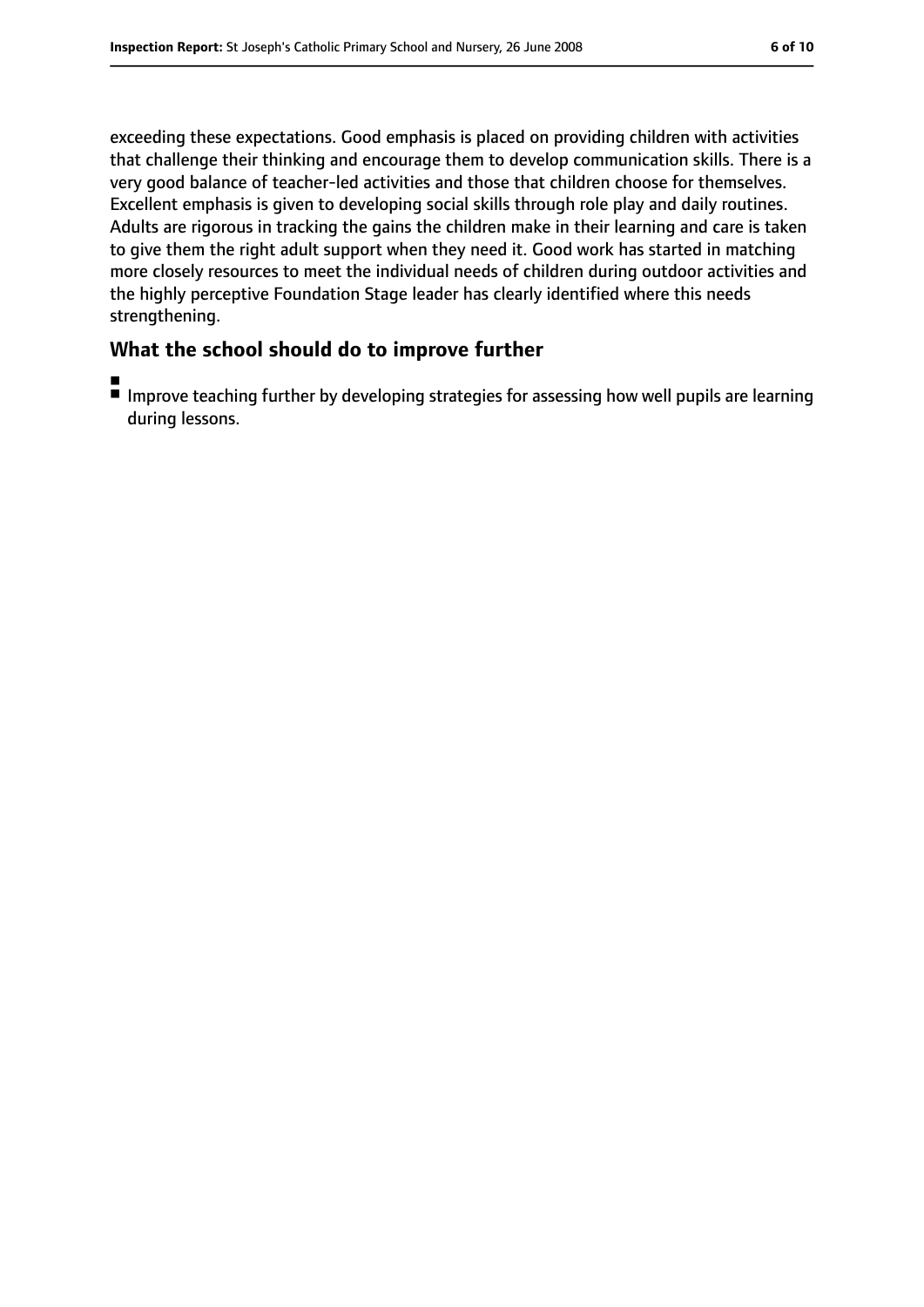exceeding these expectations. Good emphasis is placed on providing children with activities that challenge their thinking and encourage them to develop communication skills. There is a very good balance of teacher-led activities and those that children choose for themselves. Excellent emphasis is given to developing social skills through role play and daily routines. Adults are rigorous in tracking the gains the children make in their learning and care is taken to give them the right adult support when they need it. Good work has started in matching more closely resources to meet the individual needs of children during outdoor activities and the highly perceptive Foundation Stage leader has clearly identified where this needs strengthening.

## What the school should do to improve further

- Improve teaching further by developing strategies for assessing how well pupils are learning during lessons.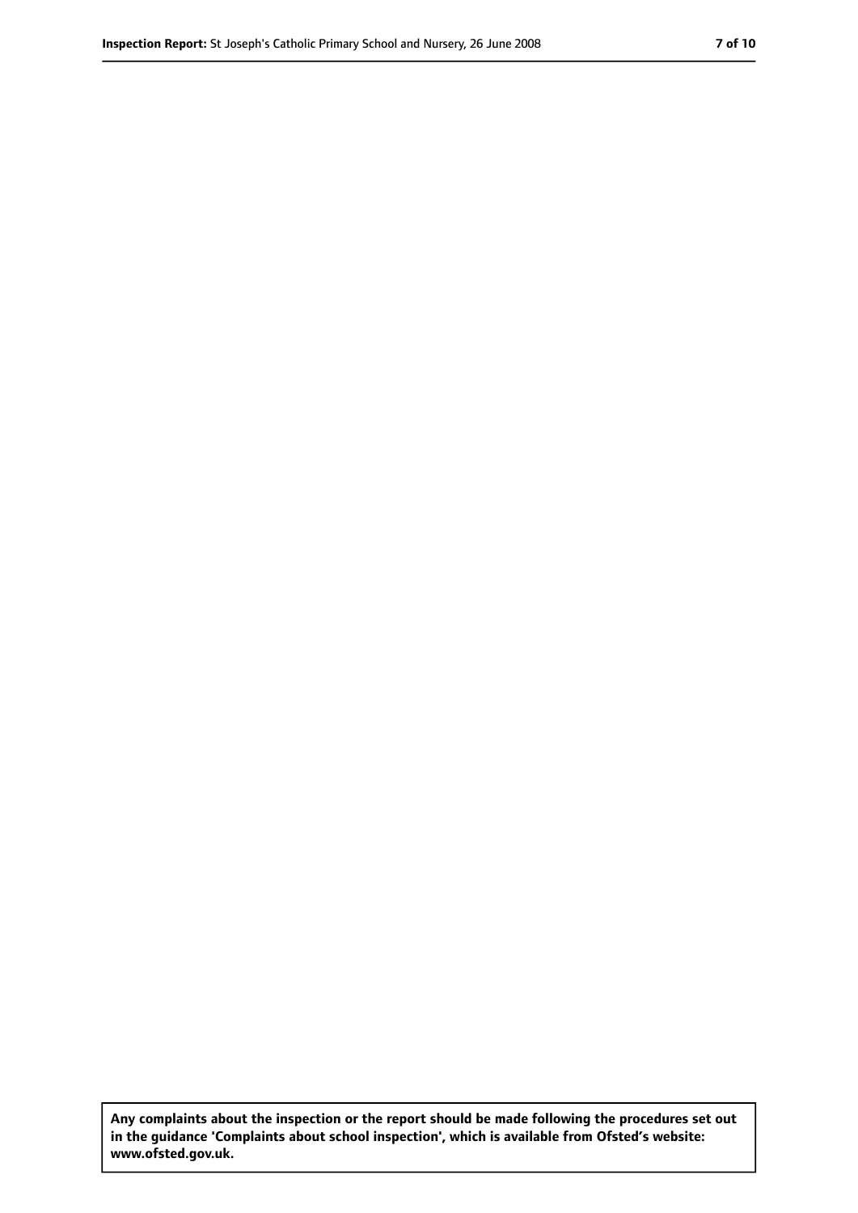**Any complaints about the inspection or the report should be made following the procedures set out in the guidance 'Complaints about school inspection', which is available from Ofsted's website: www.ofsted.gov.uk.**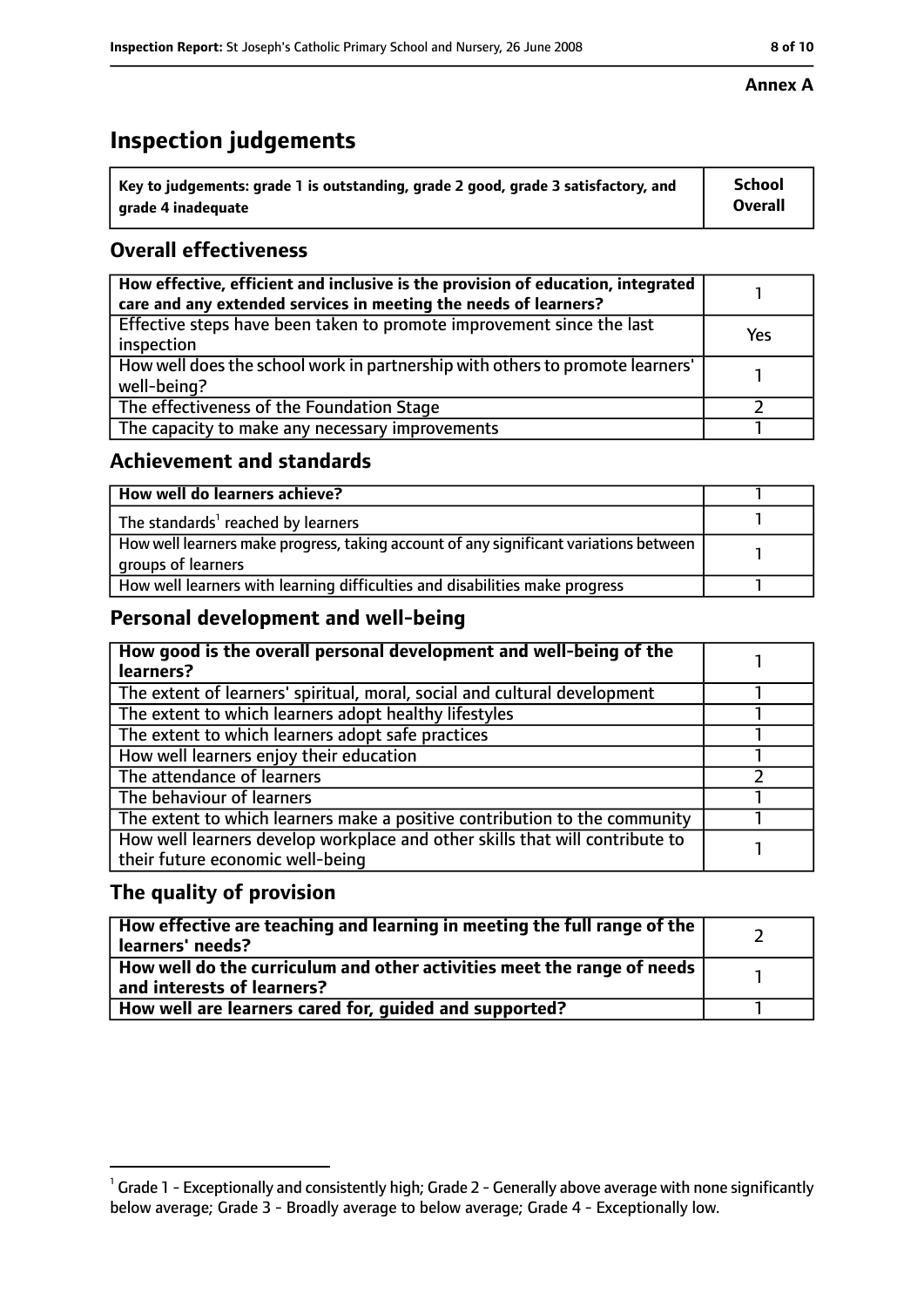**Annex A**

# Inspection judgements

| Key to judgements: grade 1 is outstanding, grade 2 good, grade 3 satisfactory, and grade 4 inadequate | School Overall |
| --- | --- |

## Overall effectiveness

| | |
| --- | --- |
| How effective, efficient and inclusive is the provision of education, integrated care and any extended services in meeting the needs of learners? | 1 |
| Effective steps have been taken to promote improvement since the last inspection | Yes |
| How well does the school work in partnership with others to promote learners' well-being? | 1 |
| The effectiveness of the Foundation Stage | 2 |
| The capacity to make any necessary improvements | 1 |

## Achievement and standards

| | |
| --- | --- |
| **How well do learners achieve?** | 1 |
| The standards[1] reached by learners | 1 |
| How well learners make progress, taking account of any significant variations between groups of learners | 1 |
| How well learners with learning difficulties and disabilities make progress | 1 |

## Personal development and well-being

| | |
| --- | --- |
| **How good is the overall personal development and well-being of the learners?** | 1 |
| The extent of learners' spiritual, moral, social and cultural development | 1 |
| The extent to which learners adopt healthy lifestyles | 1 |
| The extent to which learners adopt safe practices | 1 |
| How well learners enjoy their education | 1 |
| The attendance of learners | 2 |
| The behaviour of learners | 1 |
| The extent to which learners make a positive contribution to the community | 1 |
| How well learners develop workplace and other skills that will contribute to their future economic well-being | 1 |

## The quality of provision

| | |
| --- | --- |
| **How effective are teaching and learning in meeting the full range of the learners' needs?** | 2 |
| **How well do the curriculum and other activities meet the range of needs and interests of learners?** | 1 |
| **How well are learners cared for, guided and supported?** | 1 |

[1] Grade 1 - Exceptionally and consistently high; Grade 2 - Generally above average with none significantly below average; Grade 3 - Broadly average to below average; Grade 4 - Exceptionally low.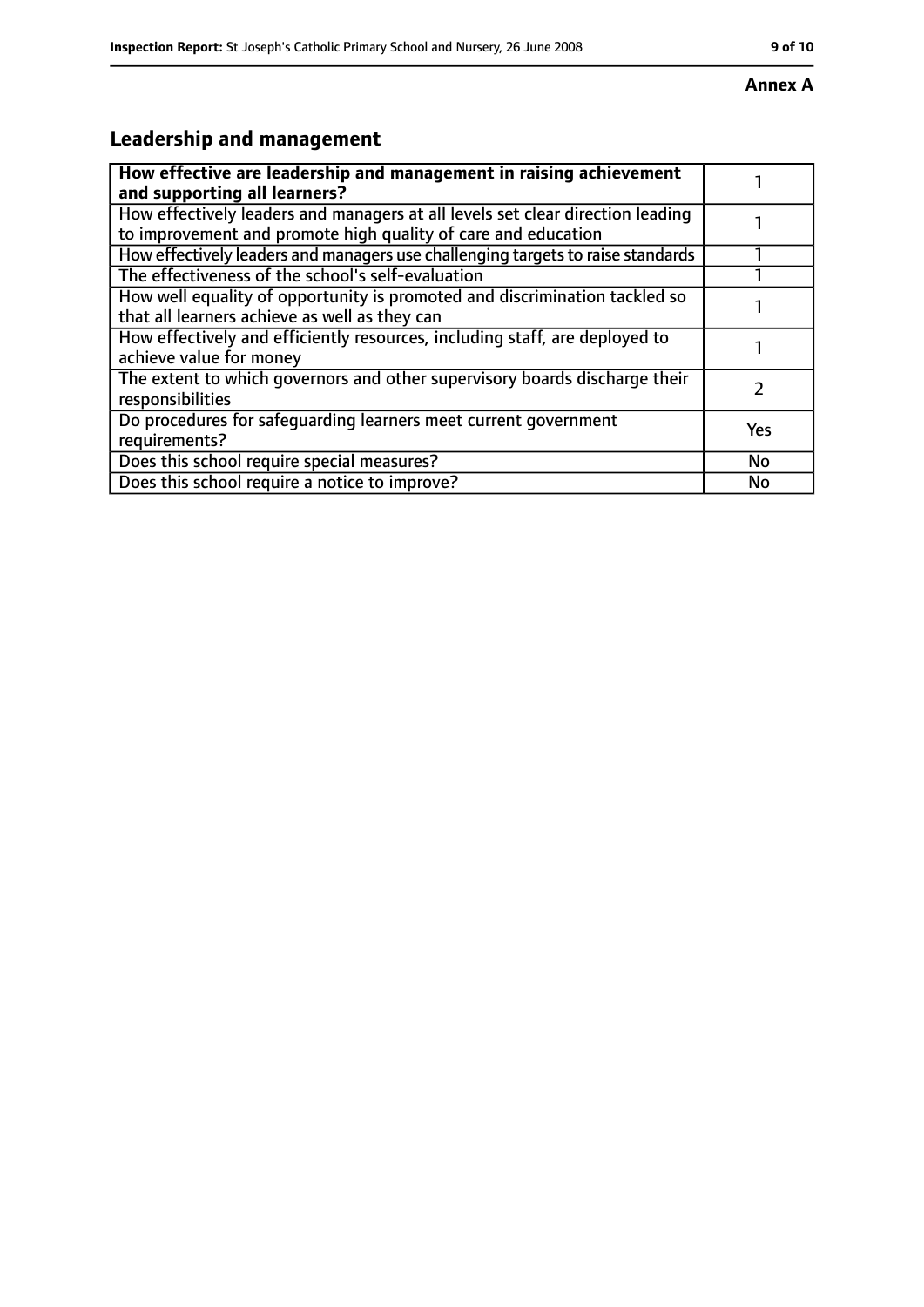**Annex A**

## Leadership and management

| **How effective are leadership and management in raising achievement and supporting all learners?** | 1 |
|---|---|
| How effectively leaders and managers at all levels set clear direction leading to improvement and promote high quality of care and education | 1 |
| How effectively leaders and managers use challenging targets to raise standards | 1 |
| The effectiveness of the school's self-evaluation | 1 |
| How well equality of opportunity is promoted and discrimination tackled so that all learners achieve as well as they can | 1 |
| How effectively and efficiently resources, including staff, are deployed to achieve value for money | 1 |
| The extent to which governors and other supervisory boards discharge their responsibilities | 2 |
| Do procedures for safeguarding learners meet current government requirements? | Yes |
| Does this school require special measures? | No |
| Does this school require a notice to improve? | No |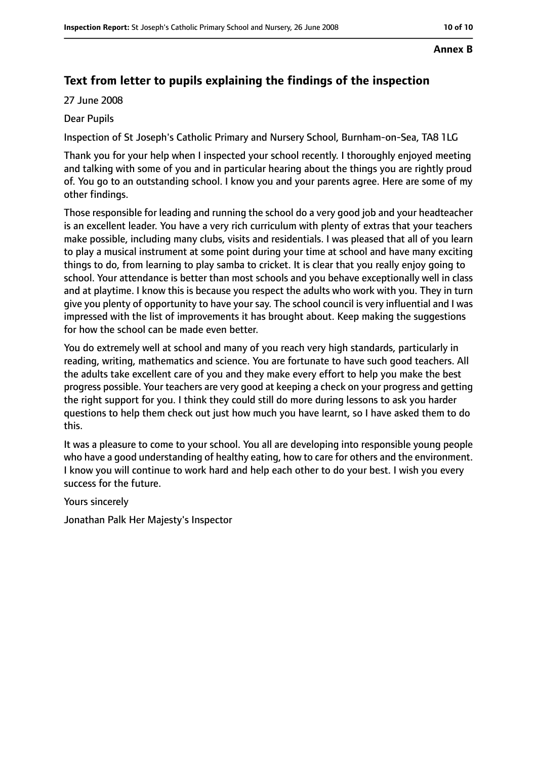**Annex B**

## Text from letter to pupils explaining the findings of the inspection

27 June 2008

Dear Pupils

Inspection of St Joseph's Catholic Primary and Nursery School, Burnham-on-Sea, TA8 1LG

Thank you for your help when I inspected your school recently. I thoroughly enjoyed meeting and talking with some of you and in particular hearing about the things you are rightly proud of. You go to an outstanding school. I know you and your parents agree. Here are some of my other findings.

Those responsible for leading and running the school do a very good job and your headteacher is an excellent leader. You have a very rich curriculum with plenty of extras that your teachers make possible, including many clubs, visits and residentials. I was pleased that all of you learn to play a musical instrument at some point during your time at school and have many exciting things to do, from learning to play samba to cricket. It is clear that you really enjoy going to school. Your attendance is better than most schools and you behave exceptionally well in class and at playtime. I know this is because you respect the adults who work with you. They in turn give you plenty of opportunity to have your say. The school council is very influential and I was impressed with the list of improvements it has brought about. Keep making the suggestions for how the school can be made even better.

You do extremely well at school and many of you reach very high standards, particularly in reading, writing, mathematics and science. You are fortunate to have such good teachers. All the adults take excellent care of you and they make every effort to help you make the best progress possible. Your teachers are very good at keeping a check on your progress and getting the right support for you. I think they could still do more during lessons to ask you harder questions to help them check out just how much you have learnt, so I have asked them to do this.

It was a pleasure to come to your school. You all are developing into responsible young people who have a good understanding of healthy eating, how to care for others and the environment. I know you will continue to work hard and help each other to do your best. I wish you every success for the future.

Yours sincerely

Jonathan Palk Her Majesty's Inspector